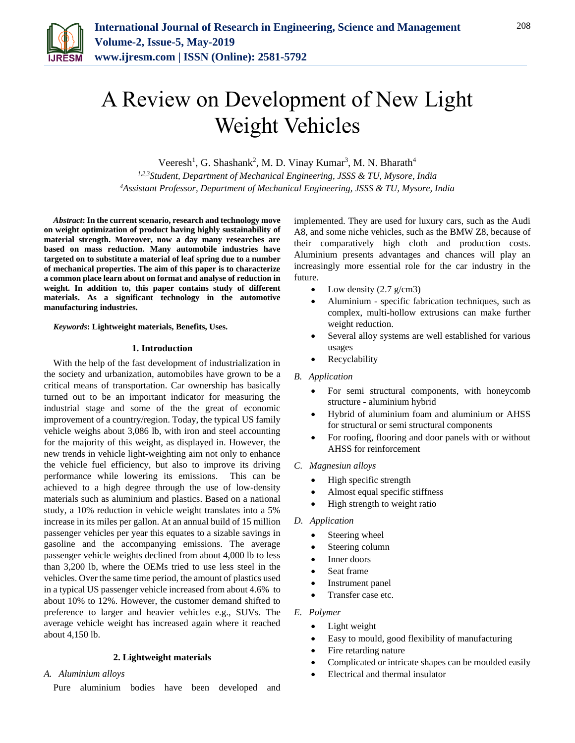# A Review on Development of New Light Weight Vehicles

Veeresh[1], G. Shashank[2], M. D. Vinay Kumar[3], M. N. Bharath[4]

[1,2,3]*Student, Department of Mechanical Engineering, JSSS & TU, Mysore, India*
[4]*Assistant Professor, Department of Mechanical Engineering, JSSS & TU, Mysore, India*

***Abstract*: In the current scenario, research and technology move on weight optimization of product having highly sustainability of material strength. Moreover, now a day many researches are based on mass reduction. Many automobile industries have targeted on to substitute a material of leaf spring due to a number of mechanical properties. The aim of this paper is to characterize a common place learn about on format and analyse of reduction in weight. In addition to, this paper contains study of different materials. As a significant technology in the automotive manufacturing industries.**

***Keywords*: Lightweight materials, Benefits, Uses.**

## 1. Introduction

With the help of the fast development of industrialization in the society and urbanization, automobiles have grown to be a critical means of transportation. Car ownership has basically turned out to be an important indicator for measuring the industrial stage and some of the the great of economic improvement of a country/region. Today, the typical US family vehicle weighs about 3,086 lb, with iron and steel accounting for the majority of this weight, as displayed in. However, the new trends in vehicle light-weighting aim not only to enhance the vehicle fuel efficiency, but also to improve its driving performance while lowering its emissions. This can be achieved to a high degree through the use of low-density materials such as aluminium and plastics. Based on a national study, a 10% reduction in vehicle weight translates into a 5% increase in its miles per gallon. At an annual build of 15 million passenger vehicles per year this equates to a sizable savings in gasoline and the accompanying emissions. The average passenger vehicle weights declined from about 4,000 lb to less than 3,200 lb, where the OEMs tried to use less steel in the vehicles. Over the same time period, the amount of plastics used in a typical US passenger vehicle increased from about 4.6% to about 10% to 12%. However, the customer demand shifted to preference to larger and heavier vehicles e.g., SUVs. The average vehicle weight has increased again where it reached about 4,150 lb.

## 2. Lightweight materials

### *A. Aluminium alloys*

Pure aluminium bodies have been developed and implemented. They are used for luxury cars, such as the Audi A8, and some niche vehicles, such as the BMW Z8, because of their comparatively high cloth and production costs. Aluminium presents advantages and chances will play an increasingly more essential role for the car industry in the future.

- Low density (2.7 g/cm3)
- Aluminium - specific fabrication techniques, such as complex, multi-hollow extrusions can make further weight reduction.
- Several alloy systems are well established for various usages
- Recyclability

### *B. Application*

- For semi structural components, with honeycomb structure - aluminium hybrid
- Hybrid of aluminium foam and aluminium or AHSS for structural or semi structural components
- For roofing, flooring and door panels with or without AHSS for reinforcement

### *C. Magnesiun alloys*

- High specific strength
- Almost equal specific stiffness
- High strength to weight ratio

### *D. Application*

- Steering wheel
- Steering column
- Inner doors
- Seat frame
- Instrument panel
- Transfer case etc.

### *E. Polymer*

- Light weight
- Easy to mould, good flexibility of manufacturing
- Fire retarding nature
- Complicated or intricate shapes can be moulded easily
- Electrical and thermal insulator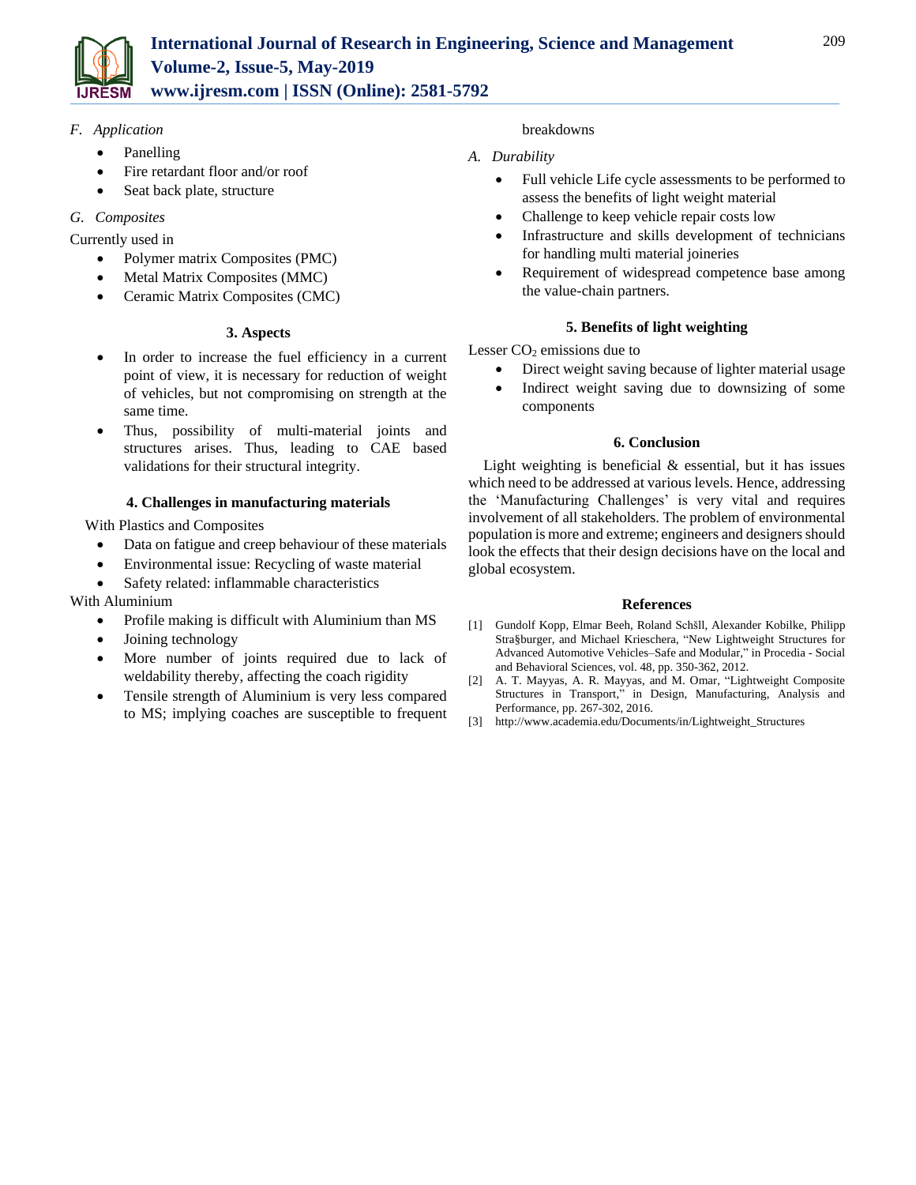*F. Application*

- Panelling
- Fire retardant floor and/or roof
- Seat back plate, structure

*G. Composites*

Currently used in

- Polymer matrix Composites (PMC)
- Metal Matrix Composites (MMC)
- Ceramic Matrix Composites (CMC)

## 3. Aspects

- In order to increase the fuel efficiency in a current point of view, it is necessary for reduction of weight of vehicles, but not compromising on strength at the same time.
- Thus, possibility of multi-material joints and structures arises. Thus, leading to CAE based validations for their structural integrity.

## 4. Challenges in manufacturing materials

With Plastics and Composites

- Data on fatigue and creep behaviour of these materials
- Environmental issue: Recycling of waste material
- Safety related: inflammable characteristics

With Aluminium

- Profile making is difficult with Aluminium than MS
- Joining technology
- More number of joints required due to lack of weldability thereby, affecting the coach rigidity
- Tensile strength of Aluminium is very less compared to MS; implying coaches are susceptible to frequent breakdowns

*A. Durability*

- Full vehicle Life cycle assessments to be performed to assess the benefits of light weight material
- Challenge to keep vehicle repair costs low
- Infrastructure and skills development of technicians for handling multi material joineries
- Requirement of widespread competence base among the value-chain partners.

## 5. Benefits of light weighting

Lesser $CO_2$ emissions due to

- Direct weight saving because of lighter material usage
- Indirect weight saving due to downsizing of some components

## 6. Conclusion

Light weighting is beneficial & essential, but it has issues which need to be addressed at various levels. Hence, addressing the 'Manufacturing Challenges' is very vital and requires involvement of all stakeholders. The problem of environmental population is more and extreme; engineers and designers should look the effects that their design decisions have on the local and global ecosystem.

## References

[1] Gundolf Kopp, Elmar Beeh, Roland Schšll, Alexander Kobilke, Philipp Stra§burger, and Michael Krieschera, "New Lightweight Structures for Advanced Automotive Vehicles–Safe and Modular," in Procedia - Social and Behavioral Sciences, vol. 48, pp. 350-362, 2012.

[2] A. T. Mayyas, A. R. Mayyas, and M. Omar, "Lightweight Composite Structures in Transport," in Design, Manufacturing, Analysis and Performance, pp. 267-302, 2016.

[3] http://www.academia.edu/Documents/in/Lightweight_Structures